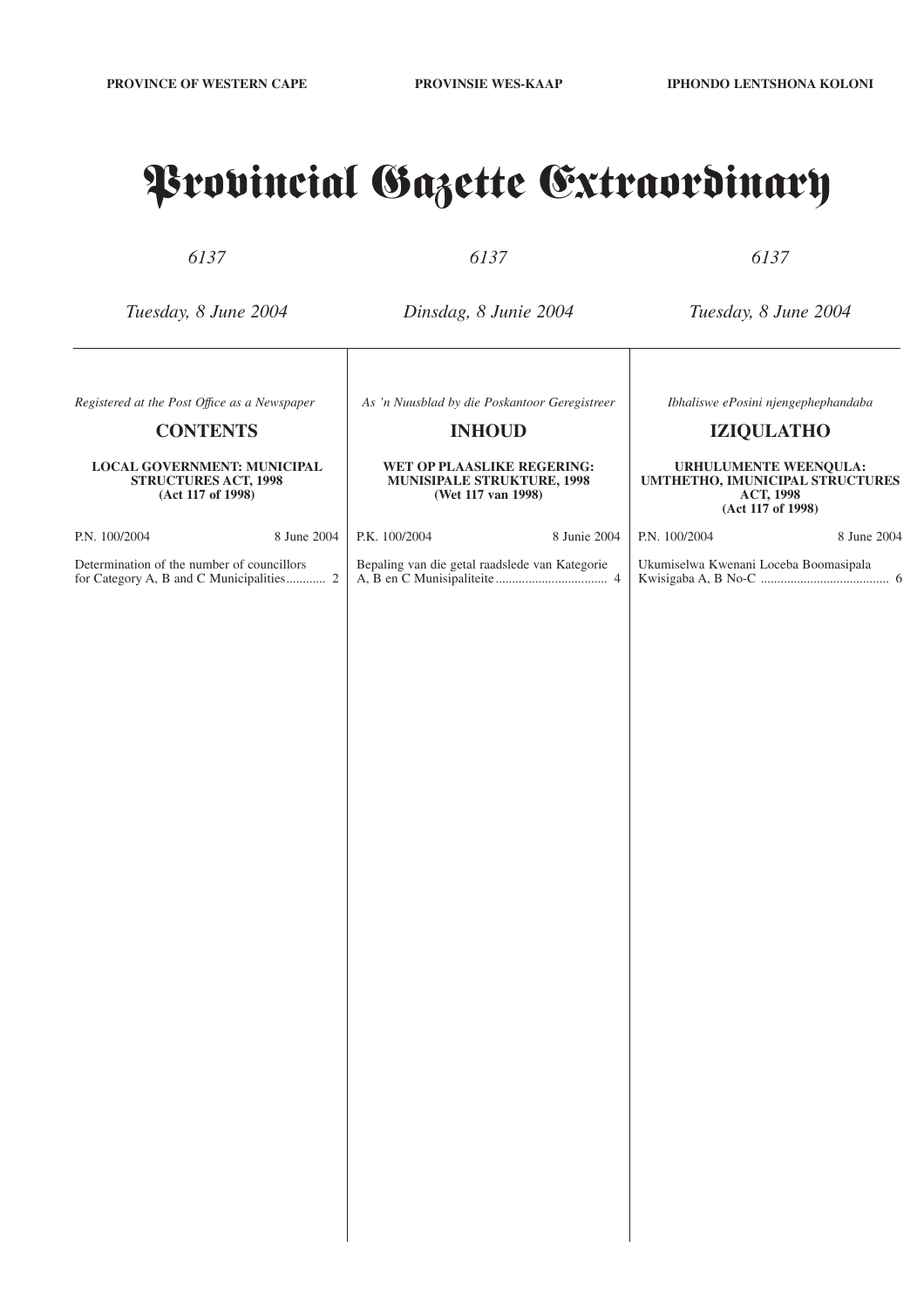**PROVINCE OF WESTERN CAPE** | **PROVINSIE WES-KAAP** | **IPHONDO LENTSHONA KOLONI**

# Provincial Gazette Extraordinary

*6137* | *6137* | *6137*

*Tuesday, 8 June 2004* | *Dinsdag, 8 Junie 2004* | *Tuesday, 8 June 2004*

*Registered at the Post Office as a Newspaper*

## CONTENTS

**LOCAL GOVERNMENT: MUNICIPAL STRUCTURES ACT, 1998 (Act 117 of 1998)**

| P.N. 100/2004 | 8 June 2004 |
|---|---|

Determination of the number of councillors for Category A, B and C Municipalities............ 2

*As 'n Nuusblad by die Poskantoor Geregistreer*

## INHOUD

**WET OP PLAASLIKE REGERING: MUNISIPALE STRUKTURE, 1998 (Wet 117 van 1998)**

| P.K. 100/2004 | 8 Junie 2004 |
|---|---|

Bepaling van die getal raadslede van Kategorie A, B en C Munisipaliteite.................................. 4

*Ibhaliswe ePosini njengephephandaba*

## IZIQULATHO

**URHULUMENTE WEENQULA: UMTHETHO, IMUNICIPAL STRUCTURES ACT, 1998 (Act 117 of 1998)**

| P.N. 100/2004 | 8 June 2004 |
|---|---|

Ukumiselwa Kwenani Loceba Boomasipala Kwisigaba A, B No-C ....................................... 6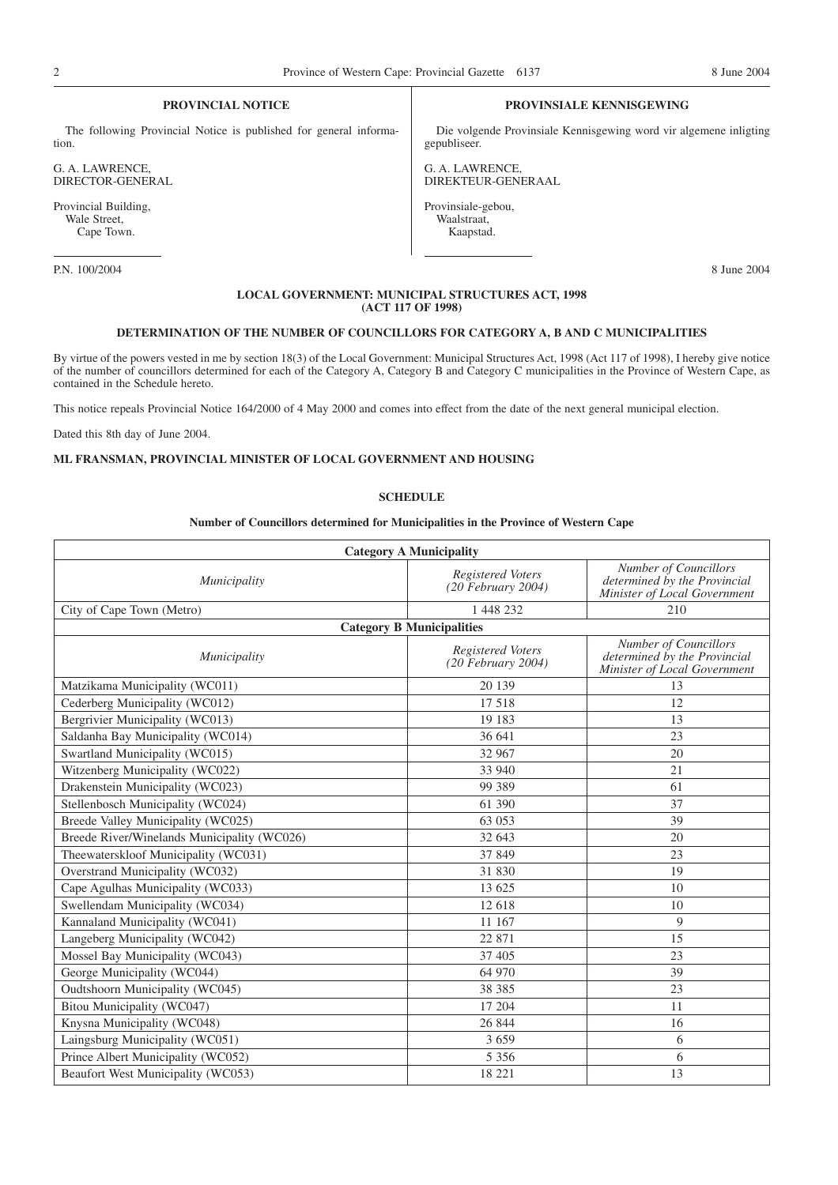**PROVINCIAL NOTICE**

The following Provincial Notice is published for general information.

G. A. LAWRENCE,
DIRECTOR-GENERAL

Provincial Building,
Wale Street,
Cape Town.

**PROVINSIALE KENNISGEWING**

Die volgende Provinsiale Kennisgewing word vir algemene inligting gepubliseer.

G. A. LAWRENCE,
DIREKTEUR-GENERAAL

Provinsiale-gebou,
Waalstraat,
Kaapstad.

P.N. 100/2004 8 June 2004

**LOCAL GOVERNMENT: MUNICIPAL STRUCTURES ACT, 1998 (ACT 117 OF 1998)**

**DETERMINATION OF THE NUMBER OF COUNCILLORS FOR CATEGORY A, B AND C MUNICIPALITIES**

By virtue of the powers vested in me by section 18(3) of the Local Government: Municipal Structures Act, 1998 (Act 117 of 1998), I hereby give notice of the number of councillors determined for each of the Category A, Category B and Category C municipalities in the Province of Western Cape, as contained in the Schedule hereto.

This notice repeals Provincial Notice 164/2000 of 4 May 2000 and comes into effect from the date of the next general municipal election.

Dated this 8th day of June 2004.

**ML FRANSMAN, PROVINCIAL MINISTER OF LOCAL GOVERNMENT AND HOUSING**

**SCHEDULE**

**Number of Councillors determined for Municipalities in the Province of Western Cape**

| **Category A Municipality** | | |
|---|---|---|
| *Municipality* | *Registered Voters (20 February 2004)* | *Number of Councillors determined by the Provincial Minister of Local Government* |
| City of Cape Town (Metro) | 1 448 232 | 210 |
| **Category B Municipalities** | | |
| *Municipality* | *Registered Voters (20 February 2004)* | *Number of Councillors determined by the Provincial Minister of Local Government* |
| Matzikama Municipality (WC011) | 20 139 | 13 |
| Cederberg Municipality (WC012) | 17 518 | 12 |
| Bergrivier Municipality (WC013) | 19 183 | 13 |
| Saldanha Bay Municipality (WC014) | 36 641 | 23 |
| Swartland Municipality (WC015) | 32 967 | 20 |
| Witzenberg Municipality (WC022) | 33 940 | 21 |
| Drakenstein Municipality (WC023) | 99 389 | 61 |
| Stellenbosch Municipality (WC024) | 61 390 | 37 |
| Breede Valley Municipality (WC025) | 63 053 | 39 |
| Breede River/Winelands Municipality (WC026) | 32 643 | 20 |
| Theewaterskloof Municipality (WC031) | 37 849 | 23 |
| Overstrand Municipality (WC032) | 31 830 | 19 |
| Cape Agulhas Municipality (WC033) | 13 625 | 10 |
| Swellendam Municipality (WC034) | 12 618 | 10 |
| Kannaland Municipality (WC041) | 11 167 | 9 |
| Langeberg Municipality (WC042) | 22 871 | 15 |
| Mossel Bay Municipality (WC043) | 37 405 | 23 |
| George Municipality (WC044) | 64 970 | 39 |
| Oudtshoorn Municipality (WC045) | 38 385 | 23 |
| Bitou Municipality (WC047) | 17 204 | 11 |
| Knysna Municipality (WC048) | 26 844 | 16 |
| Laingsburg Municipality (WC051) | 3 659 | 6 |
| Prince Albert Municipality (WC052) | 5 356 | 6 |
| Beaufort West Municipality (WC053) | 18 221 | 13 |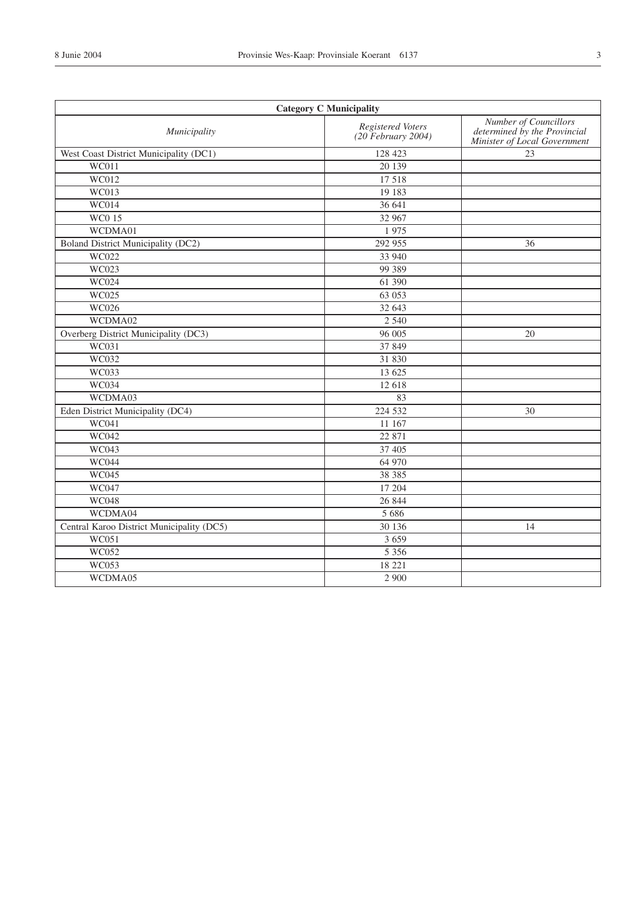| Category C Municipality | | |
|---|---|---|
| *Municipality* | *Registered Voters (20 February 2004)* | *Number of Councillors determined by the Provincial Minister of Local Government* |
| West Coast District Municipality (DC1) | 128 423 | 23 |
| WC011 | 20 139 | |
| WC012 | 17 518 | |
| WC013 | 19 183 | |
| WC014 | 36 641 | |
| WC0 15 | 32 967 | |
| WCDMA01 | 1 975 | |
| Boland District Municipality (DC2) | 292 955 | 36 |
| WC022 | 33 940 | |
| WC023 | 99 389 | |
| WC024 | 61 390 | |
| WC025 | 63 053 | |
| WC026 | 32 643 | |
| WCDMA02 | 2 540 | |
| Overberg District Municipality (DC3) | 96 005 | 20 |
| WC031 | 37 849 | |
| WC032 | 31 830 | |
| WC033 | 13 625 | |
| WC034 | 12 618 | |
| WCDMA03 | 83 | |
| Eden District Municipality (DC4) | 224 532 | 30 |
| WC041 | 11 167 | |
| WC042 | 22 871 | |
| WC043 | 37 405 | |
| WC044 | 64 970 | |
| WC045 | 38 385 | |
| WC047 | 17 204 | |
| WC048 | 26 844 | |
| WCDMA04 | 5 686 | |
| Central Karoo District Municipality (DC5) | 30 136 | 14 |
| WC051 | 3 659 | |
| WC052 | 5 356 | |
| WC053 | 18 221 | |
| WCDMA05 | 2 900 | |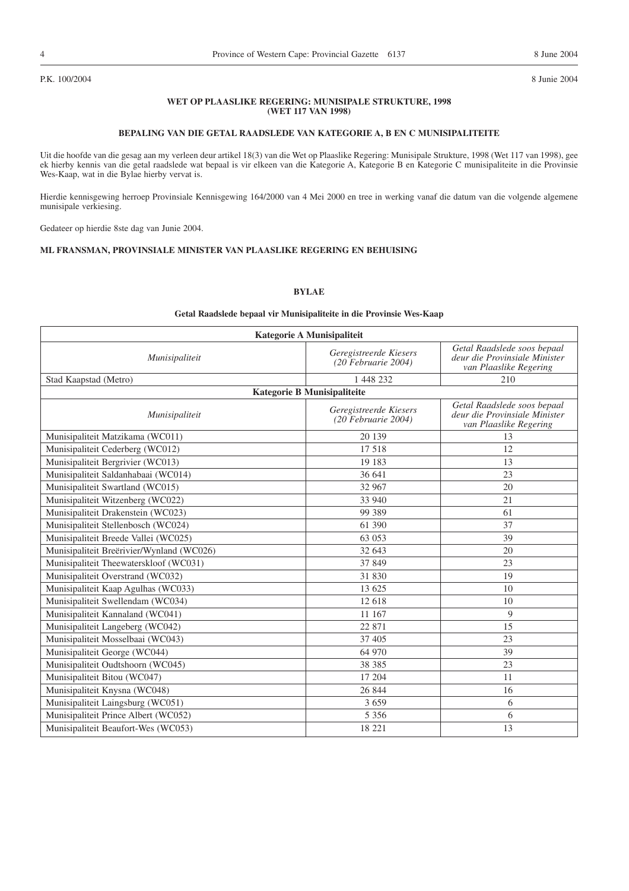P.K. 100/2004 8 Junie 2004

**WET OP PLAASLIKE REGERING: MUNISIPALE STRUKTURE, 1998**
**(WET 117 VAN 1998)**

**BEPALING VAN DIE GETAL RAADSLEDE VAN KATEGORIE A, B EN C MUNISIPALITEITE**

Uit die hoofde van die gesag aan my verleen deur artikel 18(3) van die Wet op Plaaslike Regering: Munisipale Strukture, 1998 (Wet 117 van 1998), gee ek hierby kennis van die getal raadslede wat bepaal is vir elkeen van die Kategorie A, Kategorie B en Kategorie C munisipaliteite in die Provinsie Wes-Kaap, wat in die Bylae hierby vervat is.

Hierdie kennisgewing herroep Provinsiale Kennisgewing 164/2000 van 4 Mei 2000 en tree in werking vanaf die datum van die volgende algemene munisipale verkiesing.

Gedateer op hierdie 8ste dag van Junie 2004.

**ML FRANSMAN, PROVINSIALE MINISTER VAN PLAASLIKE REGERING EN BEHUISING**

**BYLAE**

**Getal Raadslede bepaal vir Munisipaliteite in die Provinsie Wes-Kaap**

| **Kategorie A Munisipaliteit** | | |
|---|---|---|
| *Munisipaliteit* | *Geregistreerde Kiesers (20 Februarie 2004)* | *Getal Raadslede soos bepaal deur die Provinsiale Minister van Plaaslike Regering* |
| Stad Kaapstad (Metro) | 1 448 232 | 210 |
| **Kategorie B Munisipaliteite** | | |
| *Munisipaliteit* | *Geregistreerde Kiesers (20 Februarie 2004)* | *Getal Raadslede soos bepaal deur die Provinsiale Minister van Plaaslike Regering* |
| Munisipaliteit Matzikama (WC011) | 20 139 | 13 |
| Munisipaliteit Cederberg (WC012) | 17 518 | 12 |
| Munisipaliteit Bergrivier (WC013) | 19 183 | 13 |
| Munisipaliteit Saldanhabaai (WC014) | 36 641 | 23 |
| Munisipaliteit Swartland (WC015) | 32 967 | 20 |
| Munisipaliteit Witzenberg (WC022) | 33 940 | 21 |
| Munisipaliteit Drakenstein (WC023) | 99 389 | 61 |
| Munisipaliteit Stellenbosch (WC024) | 61 390 | 37 |
| Munisipaliteit Breede Vallei (WC025) | 63 053 | 39 |
| Munisipaliteit Breërivier/Wynland (WC026) | 32 643 | 20 |
| Munisipaliteit Theewaterskloof (WC031) | 37 849 | 23 |
| Munisipaliteit Overstrand (WC032) | 31 830 | 19 |
| Munisipaliteit Kaap Agulhas (WC033) | 13 625 | 10 |
| Munisipaliteit Swellendam (WC034) | 12 618 | 10 |
| Munisipaliteit Kannaland (WC041) | 11 167 | 9 |
| Munisipaliteit Langeberg (WC042) | 22 871 | 15 |
| Munisipaliteit Mosselbaai (WC043) | 37 405 | 23 |
| Munisipaliteit George (WC044) | 64 970 | 39 |
| Munisipaliteit Oudtshoorn (WC045) | 38 385 | 23 |
| Munisipaliteit Bitou (WC047) | 17 204 | 11 |
| Munisipaliteit Knysna (WC048) | 26 844 | 16 |
| Munisipaliteit Laingsburg (WC051) | 3 659 | 6 |
| Munisipaliteit Prince Albert (WC052) | 5 356 | 6 |
| Munisipaliteit Beaufort-Wes (WC053) | 18 221 | 13 |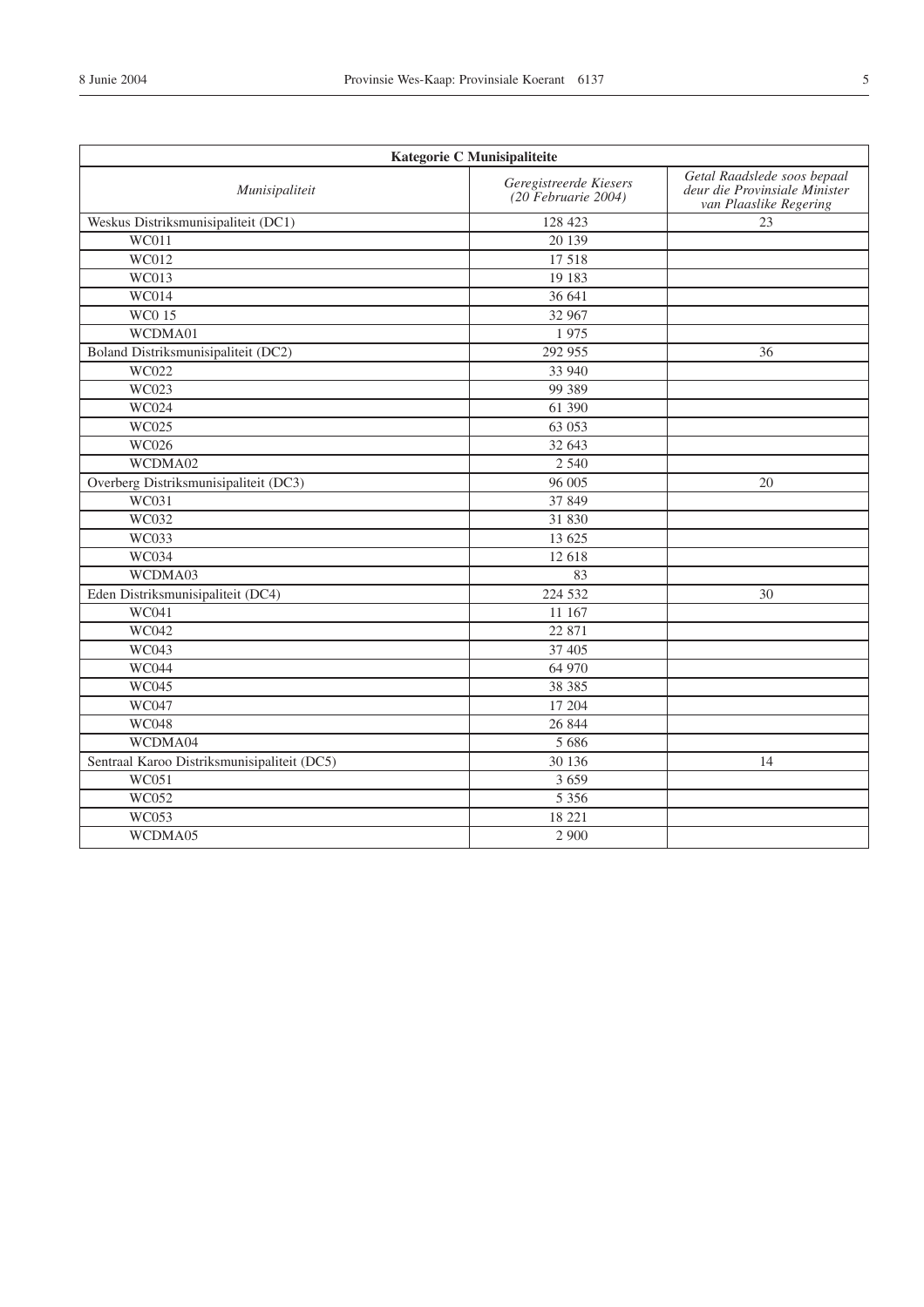| Kategorie C Munisipaliteite | | |
|---|---|---|
| *Munisipaliteit* | *Geregistreerde Kiesers (20 Februarie 2004)* | *Getal Raadslede soos bepaal deur die Provinsiale Minister van Plaaslike Regering* |
| Weskus Distriksmunisipaliteit (DC1) | 128 423 | 23 |
| WC011 | 20 139 | |
| WC012 | 17 518 | |
| WC013 | 19 183 | |
| WC014 | 36 641 | |
| WC0 15 | 32 967 | |
| WCDMA01 | 1 975 | |
| Boland Distriksmunisipaliteit (DC2) | 292 955 | 36 |
| WC022 | 33 940 | |
| WC023 | 99 389 | |
| WC024 | 61 390 | |
| WC025 | 63 053 | |
| WC026 | 32 643 | |
| WCDMA02 | 2 540 | |
| Overberg Distriksmunisipaliteit (DC3) | 96 005 | 20 |
| WC031 | 37 849 | |
| WC032 | 31 830 | |
| WC033 | 13 625 | |
| WC034 | 12 618 | |
| WCDMA03 | 83 | |
| Eden Distriksmunisipaliteit (DC4) | 224 532 | 30 |
| WC041 | 11 167 | |
| WC042 | 22 871 | |
| WC043 | 37 405 | |
| WC044 | 64 970 | |
| WC045 | 38 385 | |
| WC047 | 17 204 | |
| WC048 | 26 844 | |
| WCDMA04 | 5 686 | |
| Sentraal Karoo Distriksmunisipaliteit (DC5) | 30 136 | 14 |
| WC051 | 3 659 | |
| WC052 | 5 356 | |
| WC053 | 18 221 | |
| WCDMA05 | 2 900 | |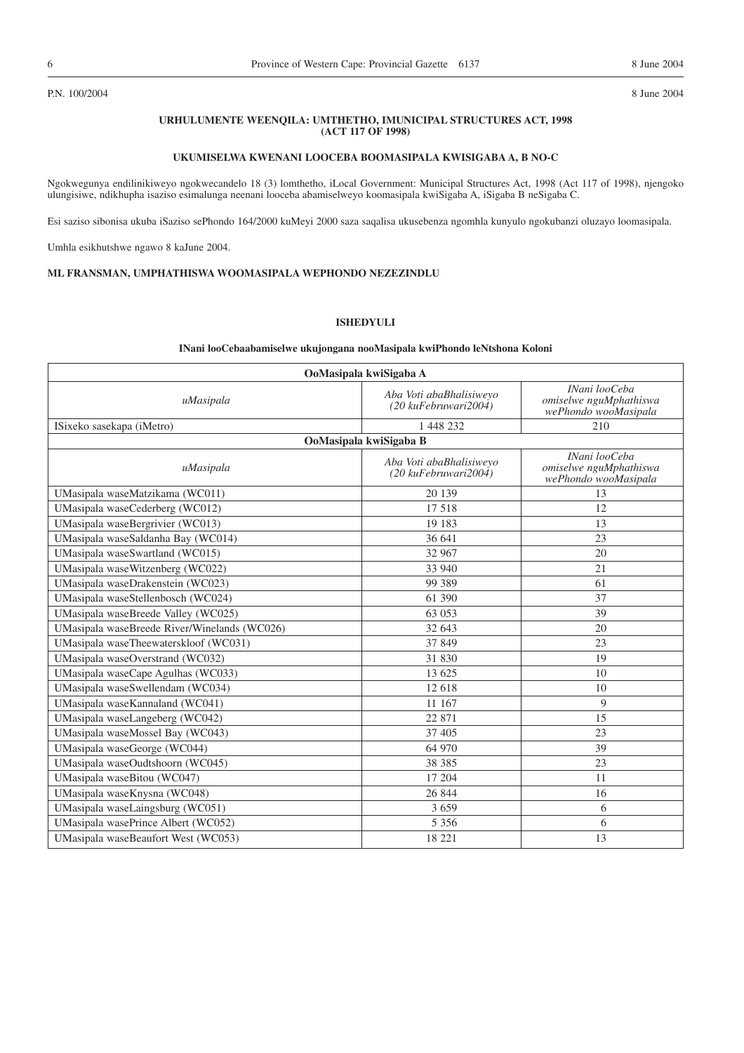P.N. 100/2004 8 June 2004

**URHULUMENTE WEENQILA: UMTHETHO, IMUNICIPAL STRUCTURES ACT, 1998 (ACT 117 OF 1998)**

**UKUMISELWA KWENANI LOOCEBA BOOMASIPALA KWISIGABA A, B NO-C**

Ngokwegunya endilinikiweyo ngokwecandelo 18 (3) lomthetho, iLocal Government: Municipal Structures Act, 1998 (Act 117 of 1998), njengoko ulungisiwe, ndikhupha isaziso esimalunga neenani looceba abamiselweyo koomasipala kwiSigaba A, iSigaba B neSigaba C.

Esi saziso sibonisa ukuba iSaziso sePhondo 164/2000 kuMeyi 2000 saza saqalisa ukusebenza ngomhla kunyulo ngokubanzi oluzayo loomasipala.

Umhla esikhutshwe ngawo 8 kaJune 2004.

**ML FRANSMAN, UMPHATHISWA WOOMASIPALA WEPHONDO NEZEZINDLU**

**ISHEDYULI**

**INani looCebaabamiselwe ukujongana nooMasipala kwiPhondo leNtshona Koloni**

| **OoMasipala kwiSigaba A** | | |
|---|---|---|
| *uMasipala* | *Aba Voti abaBhalisiweyo (20 kuFebruwari2004)* | *INani looCeba omiselwe nguMphathiswa wePhondo wooMasipala* |
| ISixeko sasekapa (iMetro) | 1 448 232 | 210 |
| **OoMasipala kwiSigaba B** | | |
| *uMasipala* | *Aba Voti abaBhalisiweyo (20 kuFebruwari2004)* | *INani looCeba omiselwe nguMphathiswa wePhondo wooMasipala* |
| UMasipala waseMatzikama (WC011) | 20 139 | 13 |
| UMasipala waseCederberg (WC012) | 17 518 | 12 |
| UMasipala waseBergrivier (WC013) | 19 183 | 13 |
| UMasipala waseSaldanha Bay (WC014) | 36 641 | 23 |
| UMasipala waseSwartland (WC015) | 32 967 | 20 |
| UMasipala waseWitzenberg (WC022) | 33 940 | 21 |
| UMasipala waseDrakenstein (WC023) | 99 389 | 61 |
| UMasipala waseStellenbosch (WC024) | 61 390 | 37 |
| UMasipala waseBreede Valley (WC025) | 63 053 | 39 |
| UMasipala waseBreede River/Winelands (WC026) | 32 643 | 20 |
| UMasipala waseTheewaterskloof (WC031) | 37 849 | 23 |
| UMasipala waseOverstrand (WC032) | 31 830 | 19 |
| UMasipala waseCape Agulhas (WC033) | 13 625 | 10 |
| UMasipala waseSwellendam (WC034) | 12 618 | 10 |
| UMasipala waseKannaland (WC041) | 11 167 | 9 |
| UMasipala waseLangeberg (WC042) | 22 871 | 15 |
| UMasipala waseMossel Bay (WC043) | 37 405 | 23 |
| UMasipala waseGeorge (WC044) | 64 970 | 39 |
| UMasipala waseOudtshoorn (WC045) | 38 385 | 23 |
| UMasipala waseBitou (WC047) | 17 204 | 11 |
| UMasipala waseKnysna (WC048) | 26 844 | 16 |
| UMasipala waseLaingsburg (WC051) | 3 659 | 6 |
| UMasipala wasePrince Albert (WC052) | 5 356 | 6 |
| UMasipala waseBeaufort West (WC053) | 18 221 | 13 |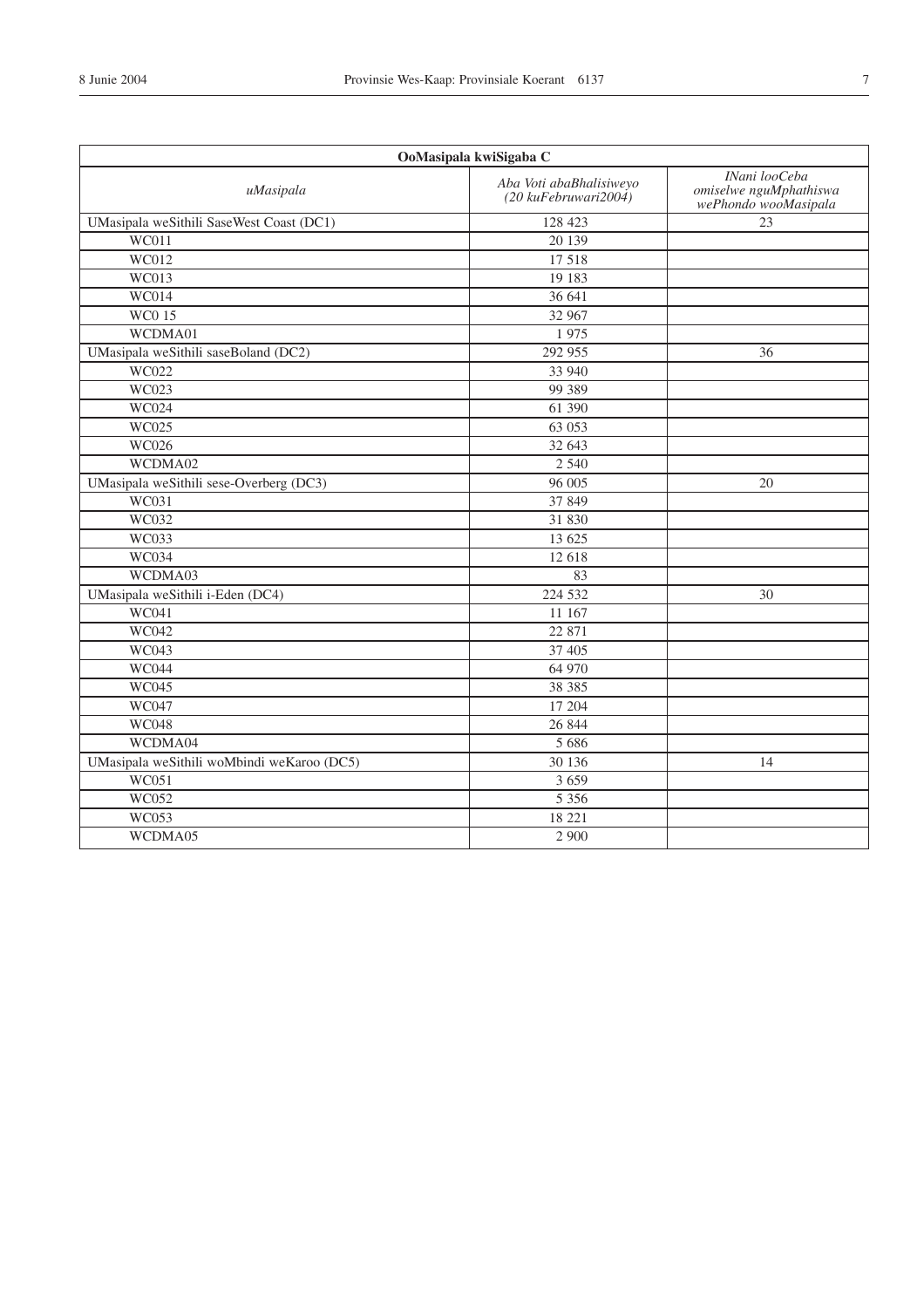| OoMasipala kwiSigaba C | | |
|---|---|---|
| *uMasipala* | *Aba Voti abaBhalisiweyo (20 kuFebruwari2004)* | *INani looCeba omiselwe nguMphathiswa wePhondo wooMasipala* |
| UMasipala weSithili SaseWest Coast (DC1) | 128 423 | 23 |
| WC011 | 20 139 | |
| WC012 | 17 518 | |
| WC013 | 19 183 | |
| WC014 | 36 641 | |
| WC0 15 | 32 967 | |
| WCDMA01 | 1 975 | |
| UMasipala weSithili saseBoland (DC2) | 292 955 | 36 |
| WC022 | 33 940 | |
| WC023 | 99 389 | |
| WC024 | 61 390 | |
| WC025 | 63 053 | |
| WC026 | 32 643 | |
| WCDMA02 | 2 540 | |
| UMasipala weSithili sese-Overberg (DC3) | 96 005 | 20 |
| WC031 | 37 849 | |
| WC032 | 31 830 | |
| WC033 | 13 625 | |
| WC034 | 12 618 | |
| WCDMA03 | 83 | |
| UMasipala weSithili i-Eden (DC4) | 224 532 | 30 |
| WC041 | 11 167 | |
| WC042 | 22 871 | |
| WC043 | 37 405 | |
| WC044 | 64 970 | |
| WC045 | 38 385 | |
| WC047 | 17 204 | |
| WC048 | 26 844 | |
| WCDMA04 | 5 686 | |
| UMasipala weSithili woMbindi weKaroo (DC5) | 30 136 | 14 |
| WC051 | 3 659 | |
| WC052 | 5 356 | |
| WC053 | 18 221 | |
| WCDMA05 | 2 900 | |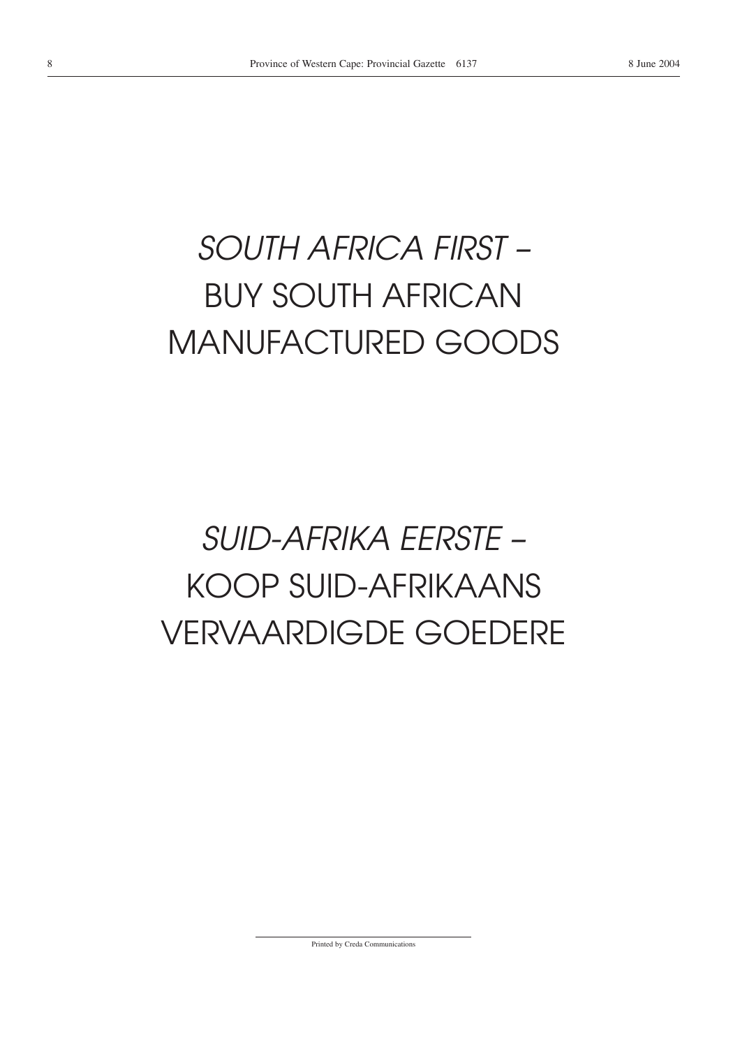*SOUTH AFRICA FIRST* –
BUY SOUTH AFRICAN
MANUFACTURED GOODS

*SUID-AFRIKA EERSTE* –
KOOP SUID-AFRIKAANS
VERVAARDIGDE GOEDERE

Printed by Creda Communications